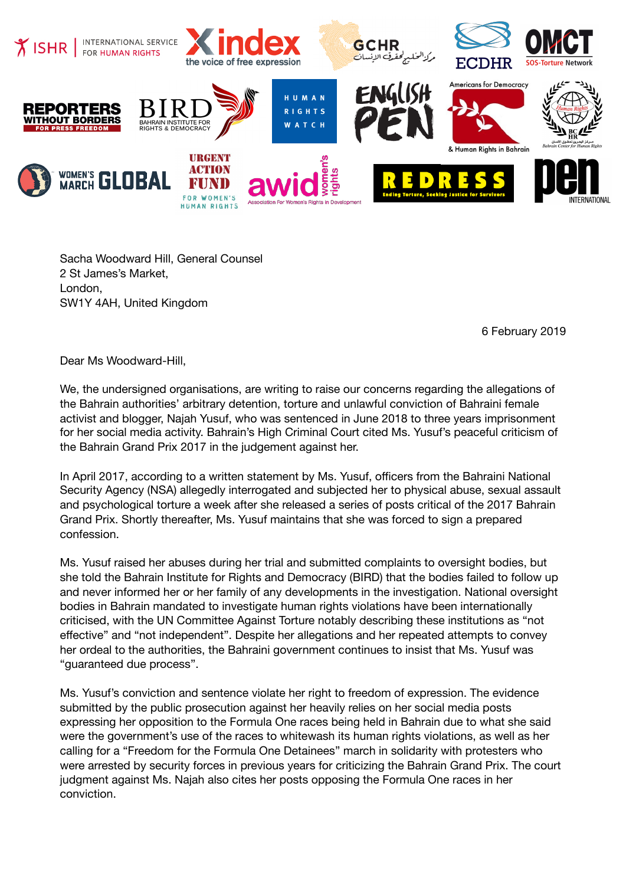Sacha Woodward Hill, General Counsel
2 St James's Market,
London,
SW1Y 4AH, United Kingdom

6 February 2019

Dear Ms Woodward-Hill,

We, the undersigned organisations, are writing to raise our concerns regarding the allegations of the Bahrain authorities' arbitrary detention, torture and unlawful conviction of Bahraini female activist and blogger, Najah Yusuf, who was sentenced in June 2018 to three years imprisonment for her social media activity. Bahrain's High Criminal Court cited Ms. Yusuf's peaceful criticism of the Bahrain Grand Prix 2017 in the judgement against her.

In April 2017, according to a written statement by Ms. Yusuf, officers from the Bahraini National Security Agency (NSA) allegedly interrogated and subjected her to physical abuse, sexual assault and psychological torture a week after she released a series of posts critical of the 2017 Bahrain Grand Prix. Shortly thereafter, Ms. Yusuf maintains that she was forced to sign a prepared confession.

Ms. Yusuf raised her abuses during her trial and submitted complaints to oversight bodies, but she told the Bahrain Institute for Rights and Democracy (BIRD) that the bodies failed to follow up and never informed her or her family of any developments in the investigation. National oversight bodies in Bahrain mandated to investigate human rights violations have been internationally criticised, with the UN Committee Against Torture notably describing these institutions as "not effective" and "not independent". Despite her allegations and her repeated attempts to convey her ordeal to the authorities, the Bahraini government continues to insist that Ms. Yusuf was "guaranteed due process".

Ms. Yusuf's conviction and sentence violate her right to freedom of expression. The evidence submitted by the public prosecution against her heavily relies on her social media posts expressing her opposition to the Formula One races being held in Bahrain due to what she said were the government's use of the races to whitewash its human rights violations, as well as her calling for a "Freedom for the Formula One Detainees" march in solidarity with protesters who were arrested by security forces in previous years for criticizing the Bahrain Grand Prix. The court judgment against Ms. Najah also cites her posts opposing the Formula One races in her conviction.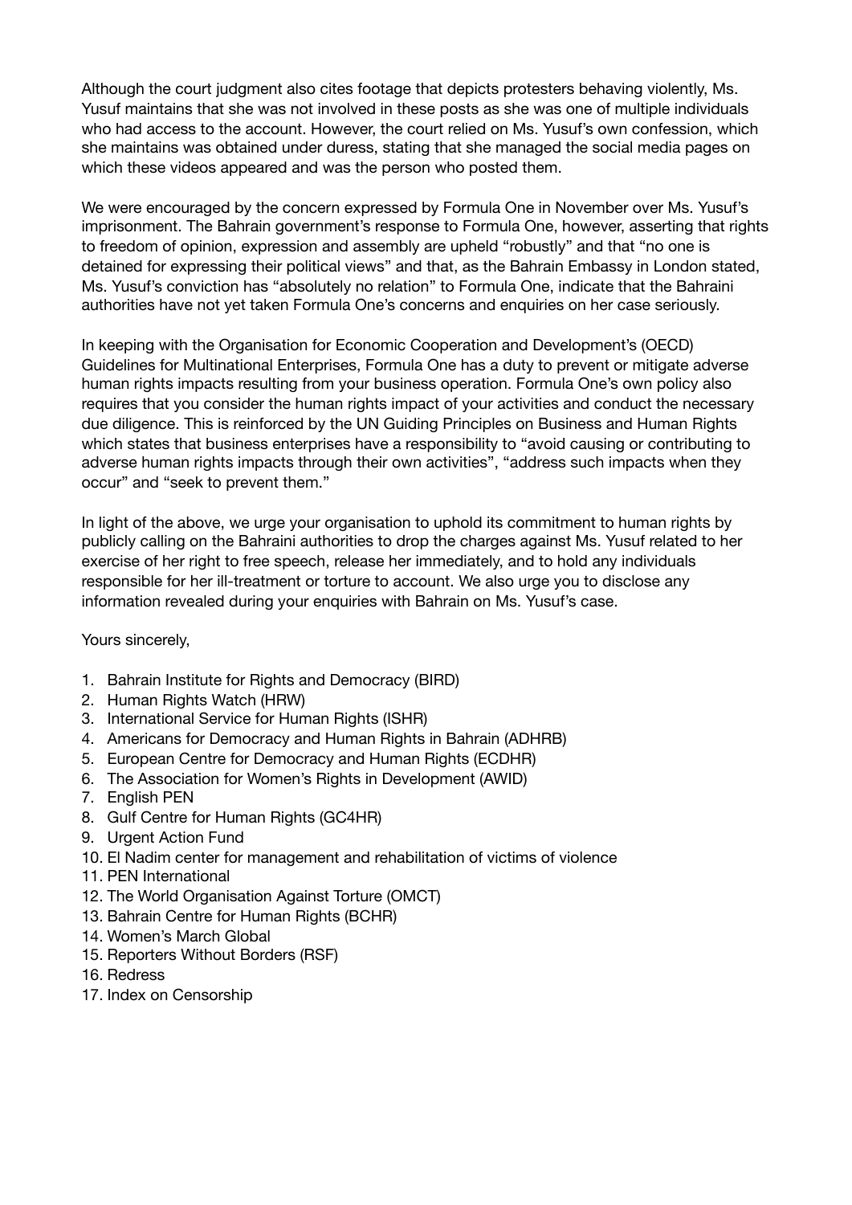Although the court judgment also cites footage that depicts protesters behaving violently, Ms. Yusuf maintains that she was not involved in these posts as she was one of multiple individuals who had access to the account. However, the court relied on Ms. Yusuf's own confession, which she maintains was obtained under duress, stating that she managed the social media pages on which these videos appeared and was the person who posted them.

We were encouraged by the concern expressed by Formula One in November over Ms. Yusuf's imprisonment. The Bahrain government's response to Formula One, however, asserting that rights to freedom of opinion, expression and assembly are upheld "robustly" and that "no one is detained for expressing their political views" and that, as the Bahrain Embassy in London stated, Ms. Yusuf's conviction has "absolutely no relation" to Formula One, indicate that the Bahraini authorities have not yet taken Formula One's concerns and enquiries on her case seriously.

In keeping with the Organisation for Economic Cooperation and Development's (OECD) Guidelines for Multinational Enterprises, Formula One has a duty to prevent or mitigate adverse human rights impacts resulting from your business operation. Formula One's own policy also requires that you consider the human rights impact of your activities and conduct the necessary due diligence. This is reinforced by the UN Guiding Principles on Business and Human Rights which states that business enterprises have a responsibility to "avoid causing or contributing to adverse human rights impacts through their own activities", "address such impacts when they occur" and "seek to prevent them."

In light of the above, we urge your organisation to uphold its commitment to human rights by publicly calling on the Bahraini authorities to drop the charges against Ms. Yusuf related to her exercise of her right to free speech, release her immediately, and to hold any individuals responsible for her ill-treatment or torture to account. We also urge you to disclose any information revealed during your enquiries with Bahrain on Ms. Yusuf's case.

Yours sincerely,

1. Bahrain Institute for Rights and Democracy (BIRD)
2. Human Rights Watch (HRW)
3. International Service for Human Rights (ISHR)
4. Americans for Democracy and Human Rights in Bahrain (ADHRB)
5. European Centre for Democracy and Human Rights (ECDHR)
6. The Association for Women's Rights in Development (AWID)
7. English PEN
8. Gulf Centre for Human Rights (GC4HR)
9. Urgent Action Fund
10. El Nadim center for management and rehabilitation of victims of violence
11. PEN International
12. The World Organisation Against Torture (OMCT)
13. Bahrain Centre for Human Rights (BCHR)
14. Women's March Global
15. Reporters Without Borders (RSF)
16. Redress
17. Index on Censorship